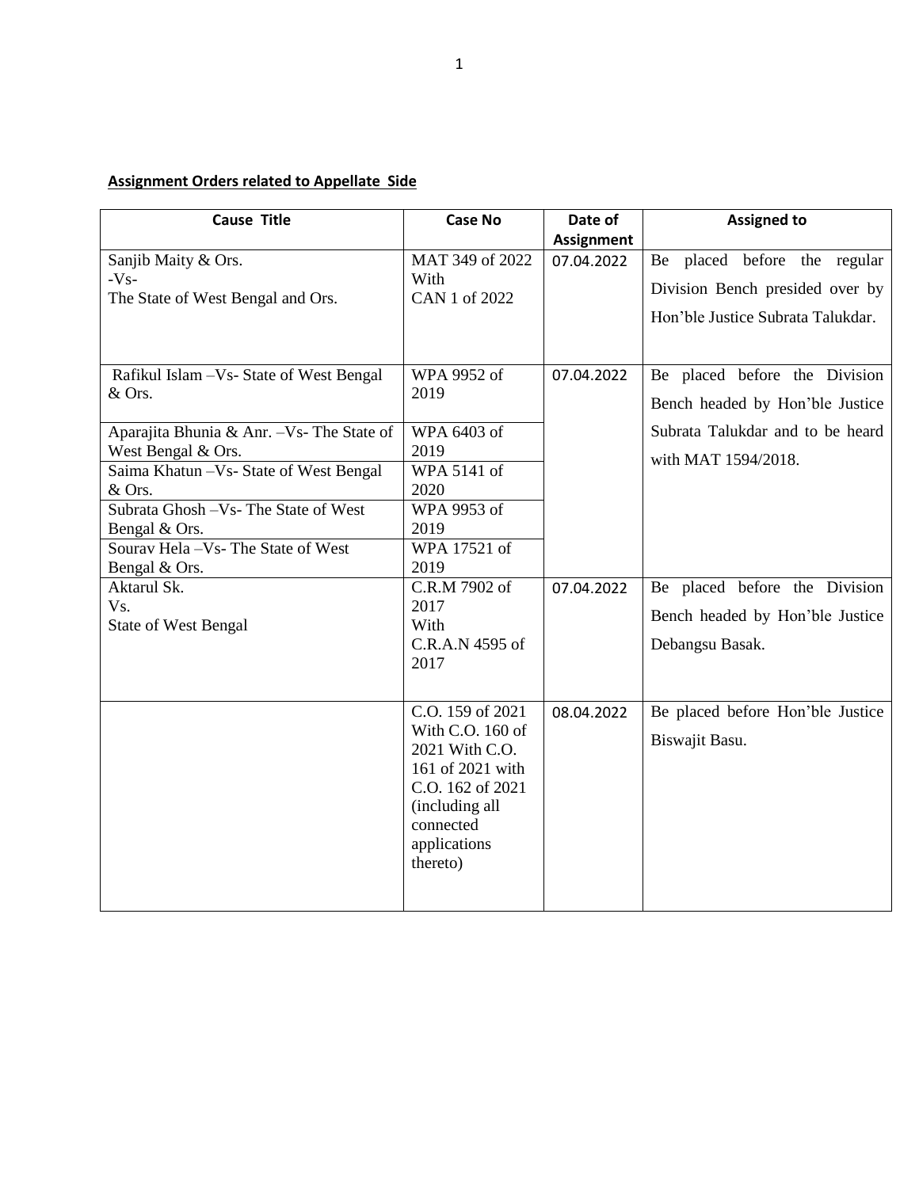**Assignment Orders related to Appellate Side**

| Cause Title | Case No | Date of Assignment | Assigned to |
|---|---|---|---|
| Sanjib Maity & Ors.<br>-Vs-<br>The State of West Bengal and Ors. | MAT 349 of 2022 With CAN 1 of 2022 | 07.04.2022 | Be placed before the regular Division Bench presided over by Hon'ble Justice Subrata Talukdar. |
| Rafikul Islam –Vs- State of West Bengal & Ors. | WPA 9952 of 2019 | 07.04.2022 | Be placed before the Division Bench headed by Hon'ble Justice Subrata Talukdar and to be heard with MAT 1594/2018. |
| Aparajita Bhunia & Anr. –Vs- The State of West Bengal & Ors. | WPA 6403 of 2019 | | |
| Saima Khatun –Vs- State of West Bengal & Ors. | WPA 5141 of 2020 | | |
| Subrata Ghosh –Vs- The State of West Bengal & Ors. | WPA 9953 of 2019 | | |
| Sourav Hela –Vs- The State of West Bengal & Ors. | WPA 17521 of 2019 | | |
| Aktarul Sk.<br>Vs.<br>State of West Bengal | C.R.M 7902 of 2017 With C.R.A.N 4595 of 2017 | 07.04.2022 | Be placed before the Division Bench headed by Hon'ble Justice Debangsu Basak. |
| | C.O. 159 of 2021 With C.O. 160 of 2021 With C.O. 161 of 2021 with C.O. 162 of 2021 (including all connected applications thereto) | 08.04.2022 | Be placed before Hon'ble Justice Biswajit Basu. |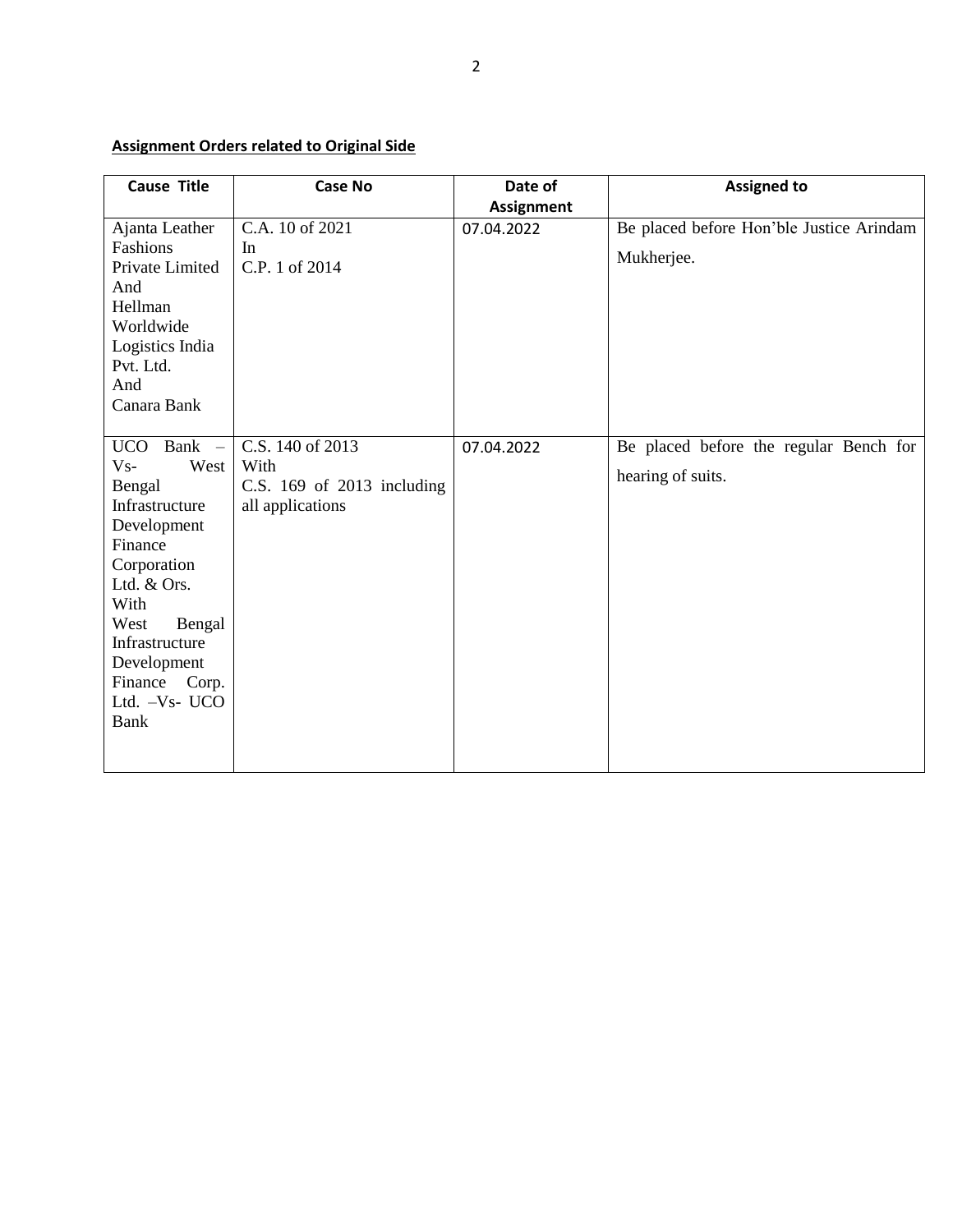**Assignment Orders related to Original Side**

| Cause Title | Case No | Date of Assignment | Assigned to |
|---|---|---|---|
| Ajanta Leather Fashions Private Limited And Hellman Worldwide Logistics India Pvt. Ltd. And Canara Bank | C.A. 10 of 2021 In C.P. 1 of 2014 | 07.04.2022 | Be placed before Hon'ble Justice Arindam Mukherjee. |
| UCO Bank – Vs- West Bengal Infrastructure Development Finance Corporation Ltd. & Ors. With West Bengal Infrastructure Development Finance Corp. Ltd. –Vs- UCO Bank | C.S. 140 of 2013 With C.S. 169 of 2013 including all applications | 07.04.2022 | Be placed before the regular Bench for hearing of suits. |